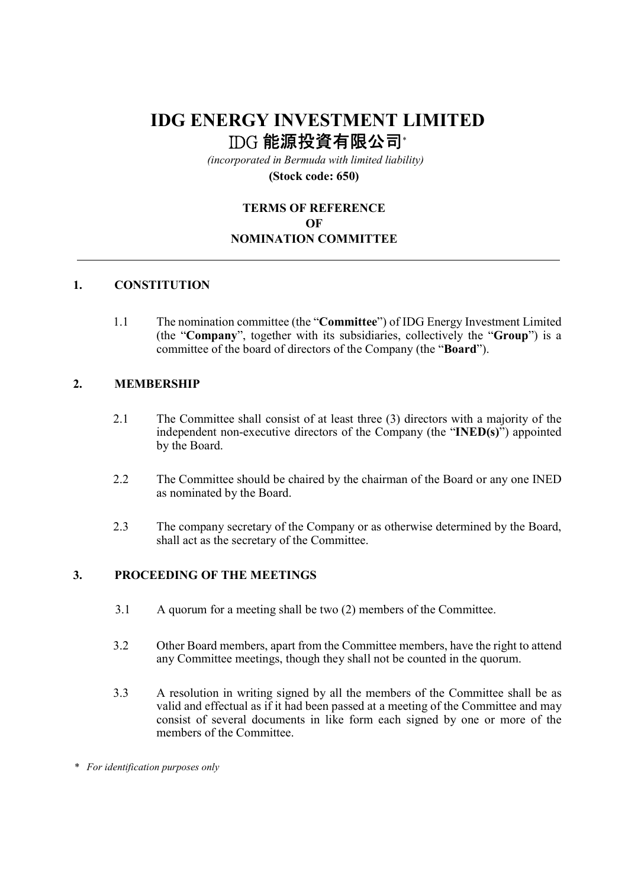# IDG ENERGY INVESTMENT LIMITED

# IDG 能源投資有限公司*

*(incorporated in Bermuda with limited liability)*

**(Stock code: 650)**

## TERMS OF REFERENCE
## OF
## NOMINATION COMMITTEE

---

### 1. CONSTITUTION

1.1 The nomination committee (the "**Committee**") of IDG Energy Investment Limited (the "**Company**", together with its subsidiaries, collectively the "**Group**") is a committee of the board of directors of the Company (the "**Board**").

### 2. MEMBERSHIP

2.1 The Committee shall consist of at least three (3) directors with a majority of the independent non-executive directors of the Company (the "**INED(s)**") appointed by the Board.

2.2 The Committee should be chaired by the chairman of the Board or any one INED as nominated by the Board.

2.3 The company secretary of the Company or as otherwise determined by the Board, shall act as the secretary of the Committee.

### 3. PROCEEDING OF THE MEETINGS

3.1 A quorum for a meeting shall be two (2) members of the Committee.

3.2 Other Board members, apart from the Committee members, have the right to attend any Committee meetings, though they shall not be counted in the quorum.

3.3 A resolution in writing signed by all the members of the Committee shall be as valid and effectual as if it had been passed at a meeting of the Committee and may consist of several documents in like form each signed by one or more of the members of the Committee.

\* *For identification purposes only*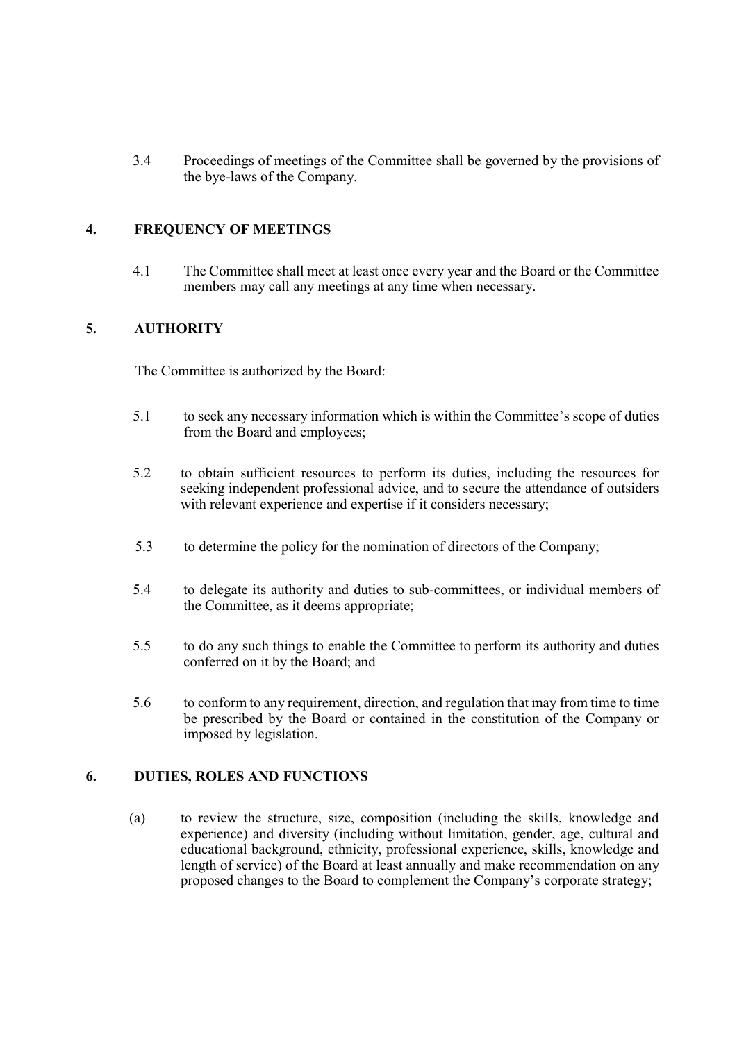3.4 Proceedings of meetings of the Committee shall be governed by the provisions of the bye-laws of the Company.

## 4. FREQUENCY OF MEETINGS

4.1 The Committee shall meet at least once every year and the Board or the Committee members may call any meetings at any time when necessary.

## 5. AUTHORITY

The Committee is authorized by the Board:

5.1 to seek any necessary information which is within the Committee's scope of duties from the Board and employees;

5.2 to obtain sufficient resources to perform its duties, including the resources for seeking independent professional advice, and to secure the attendance of outsiders with relevant experience and expertise if it considers necessary;

5.3 to determine the policy for the nomination of directors of the Company;

5.4 to delegate its authority and duties to sub-committees, or individual members of the Committee, as it deems appropriate;

5.5 to do any such things to enable the Committee to perform its authority and duties conferred on it by the Board; and

5.6 to conform to any requirement, direction, and regulation that may from time to time be prescribed by the Board or contained in the constitution of the Company or imposed by legislation.

## 6. DUTIES, ROLES AND FUNCTIONS

(a) to review the structure, size, composition (including the skills, knowledge and experience) and diversity (including without limitation, gender, age, cultural and educational background, ethnicity, professional experience, skills, knowledge and length of service) of the Board at least annually and make recommendation on any proposed changes to the Board to complement the Company's corporate strategy;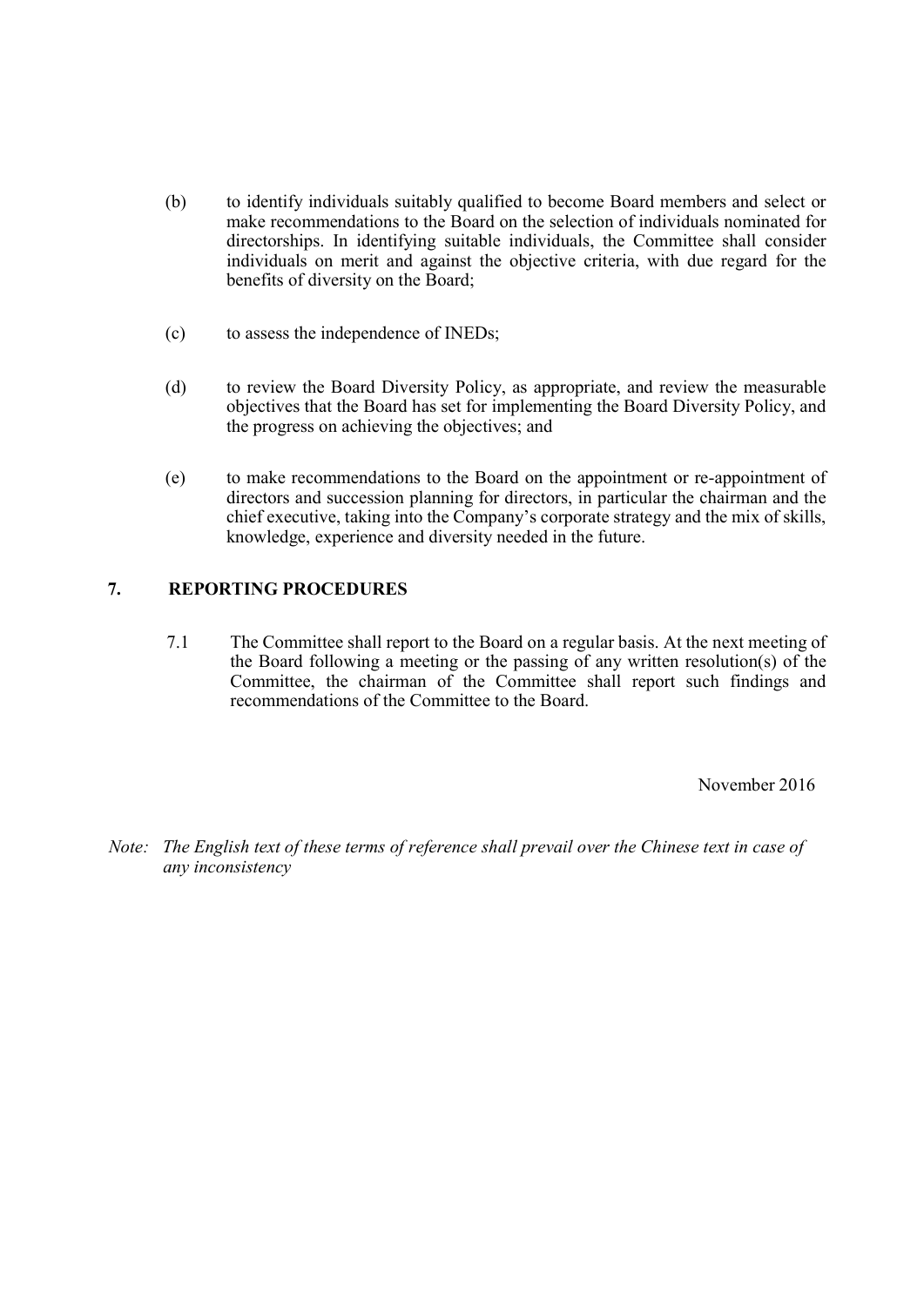(b) to identify individuals suitably qualified to become Board members and select or make recommendations to the Board on the selection of individuals nominated for directorships. In identifying suitable individuals, the Committee shall consider individuals on merit and against the objective criteria, with due regard for the benefits of diversity on the Board;

(c) to assess the independence of INEDs;

(d) to review the Board Diversity Policy, as appropriate, and review the measurable objectives that the Board has set for implementing the Board Diversity Policy, and the progress on achieving the objectives; and

(e) to make recommendations to the Board on the appointment or re-appointment of directors and succession planning for directors, in particular the chairman and the chief executive, taking into the Company's corporate strategy and the mix of skills, knowledge, experience and diversity needed in the future.

## 7. REPORTING PROCEDURES

7.1 The Committee shall report to the Board on a regular basis. At the next meeting of the Board following a meeting or the passing of any written resolution(s) of the Committee, the chairman of the Committee shall report such findings and recommendations of the Committee to the Board.

November 2016

*Note: The English text of these terms of reference shall prevail over the Chinese text in case of any inconsistency*